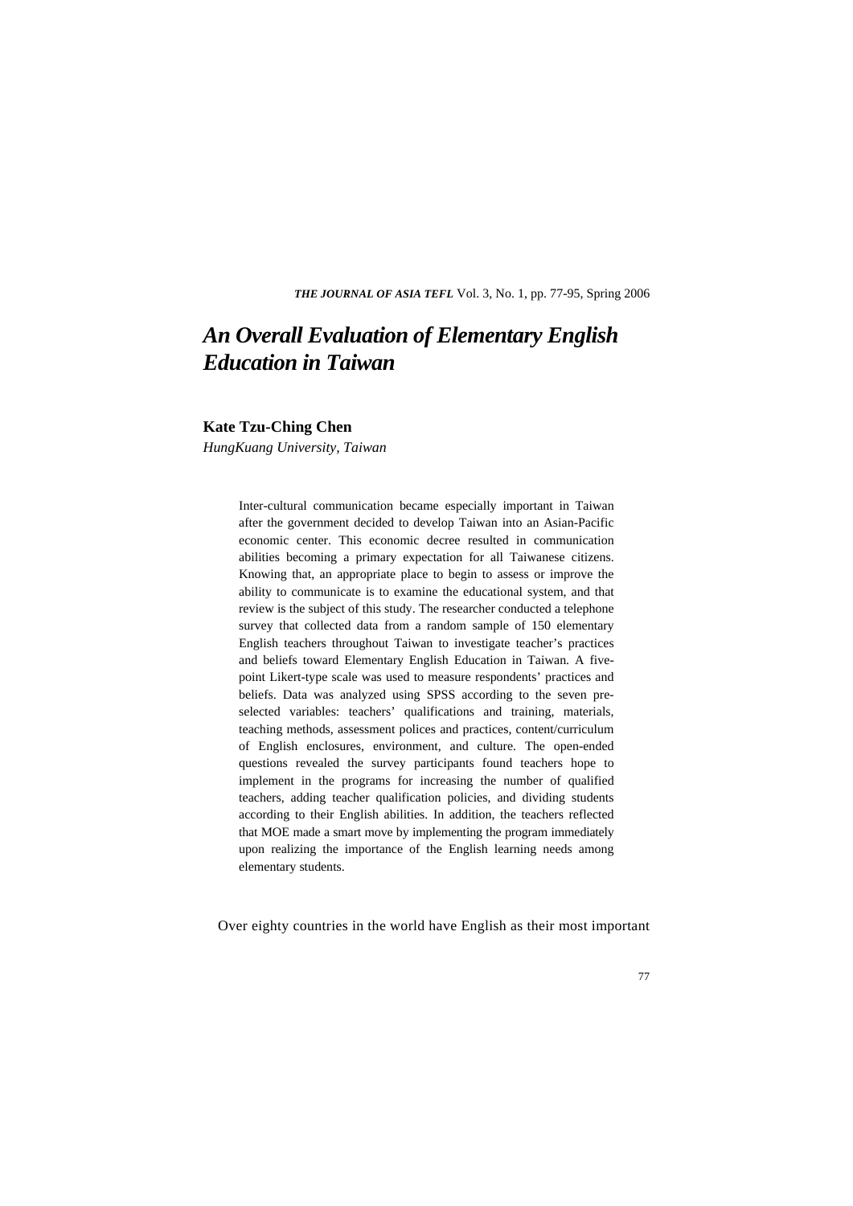# *An Overall Evaluation of Elementary English Education in Taiwan*

**Kate Tzu-Ching Chen**

*HungKuang University, Taiwan*

Inter-cultural communication became especially important in Taiwan after the government decided to develop Taiwan into an Asian-Pacific economic center. This economic decree resulted in communication abilities becoming a primary expectation for all Taiwanese citizens. Knowing that, an appropriate place to begin to assess or improve the ability to communicate is to examine the educational system, and that review is the subject of this study. The researcher conducted a telephone survey that collected data from a random sample of 150 elementary English teachers throughout Taiwan to investigate teacher's practices and beliefs toward Elementary English Education in Taiwan. A five-point Likert-type scale was used to measure respondents' practices and beliefs. Data was analyzed using SPSS according to the seven pre-selected variables: teachers' qualifications and training, materials, teaching methods, assessment polices and practices, content/curriculum of English enclosures, environment, and culture. The open-ended questions revealed the survey participants found teachers hope to implement in the programs for increasing the number of qualified teachers, adding teacher qualification policies, and dividing students according to their English abilities. In addition, the teachers reflected that MOE made a smart move by implementing the program immediately upon realizing the importance of the English learning needs among elementary students.

Over eighty countries in the world have English as their most important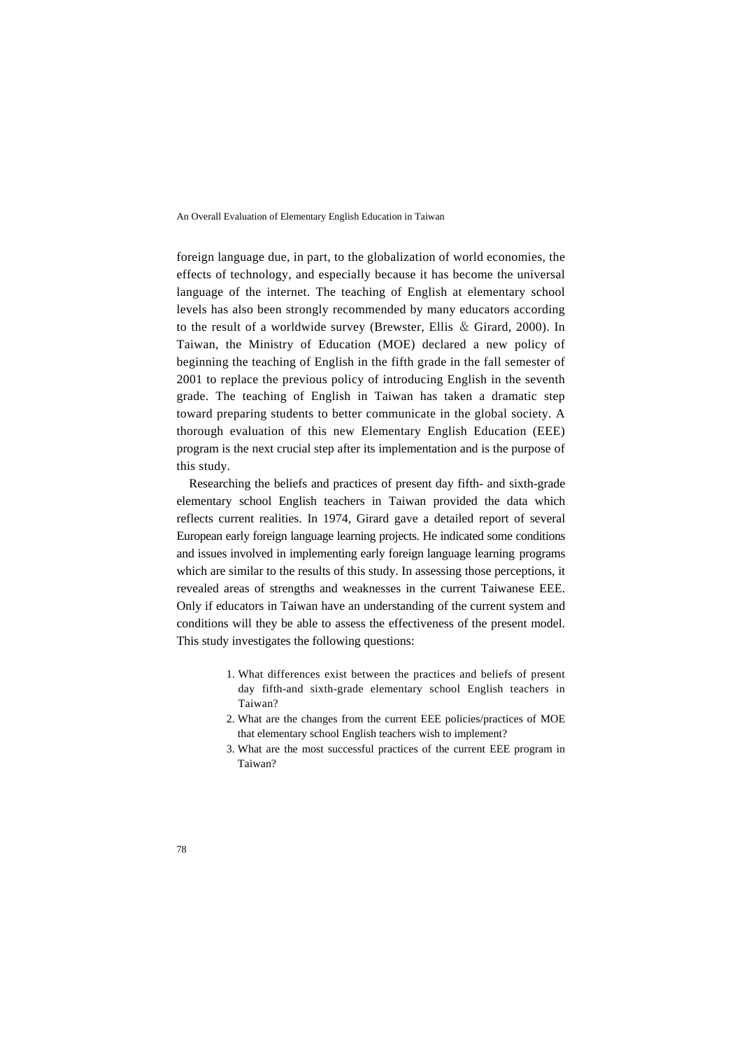foreign language due, in part, to the globalization of world economies, the effects of technology, and especially because it has become the universal language of the internet. The teaching of English at elementary school levels has also been strongly recommended by many educators according to the result of a worldwide survey (Brewster, Ellis & Girard, 2000). In Taiwan, the Ministry of Education (MOE) declared a new policy of beginning the teaching of English in the fifth grade in the fall semester of 2001 to replace the previous policy of introducing English in the seventh grade. The teaching of English in Taiwan has taken a dramatic step toward preparing students to better communicate in the global society. A thorough evaluation of this new Elementary English Education (EEE) program is the next crucial step after its implementation and is the purpose of this study.

Researching the beliefs and practices of present day fifth- and sixth-grade elementary school English teachers in Taiwan provided the data which reflects current realities. In 1974, Girard gave a detailed report of several European early foreign language learning projects. He indicated some conditions and issues involved in implementing early foreign language learning programs which are similar to the results of this study. In assessing those perceptions, it revealed areas of strengths and weaknesses in the current Taiwanese EEE. Only if educators in Taiwan have an understanding of the current system and conditions will they be able to assess the effectiveness of the present model. This study investigates the following questions:

1. What differences exist between the practices and beliefs of present day fifth-and sixth-grade elementary school English teachers in Taiwan?
2. What are the changes from the current EEE policies/practices of MOE that elementary school English teachers wish to implement?
3. What are the most successful practices of the current EEE program in Taiwan?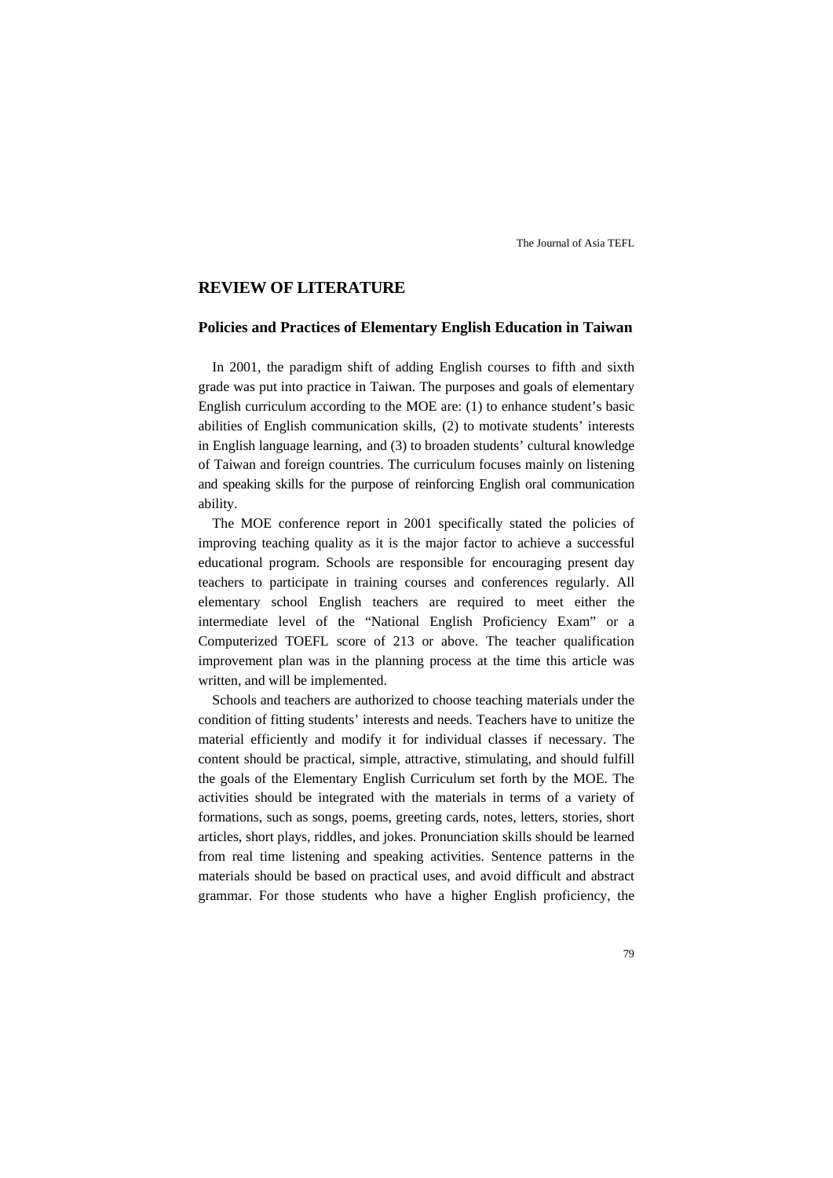## REVIEW OF LITERATURE

### Policies and Practices of Elementary English Education in Taiwan

In 2001, the paradigm shift of adding English courses to fifth and sixth grade was put into practice in Taiwan. The purposes and goals of elementary English curriculum according to the MOE are: (1) to enhance student's basic abilities of English communication skills, (2) to motivate students' interests in English language learning, and (3) to broaden students' cultural knowledge of Taiwan and foreign countries. The curriculum focuses mainly on listening and speaking skills for the purpose of reinforcing English oral communication ability.

The MOE conference report in 2001 specifically stated the policies of improving teaching quality as it is the major factor to achieve a successful educational program. Schools are responsible for encouraging present day teachers to participate in training courses and conferences regularly. All elementary school English teachers are required to meet either the intermediate level of the "National English Proficiency Exam" or a Computerized TOEFL score of 213 or above. The teacher qualification improvement plan was in the planning process at the time this article was written, and will be implemented.

Schools and teachers are authorized to choose teaching materials under the condition of fitting students' interests and needs. Teachers have to unitize the material efficiently and modify it for individual classes if necessary. The content should be practical, simple, attractive, stimulating, and should fulfill the goals of the Elementary English Curriculum set forth by the MOE. The activities should be integrated with the materials in terms of a variety of formations, such as songs, poems, greeting cards, notes, letters, stories, short articles, short plays, riddles, and jokes. Pronunciation skills should be learned from real time listening and speaking activities. Sentence patterns in the materials should be based on practical uses, and avoid difficult and abstract grammar. For those students who have a higher English proficiency, the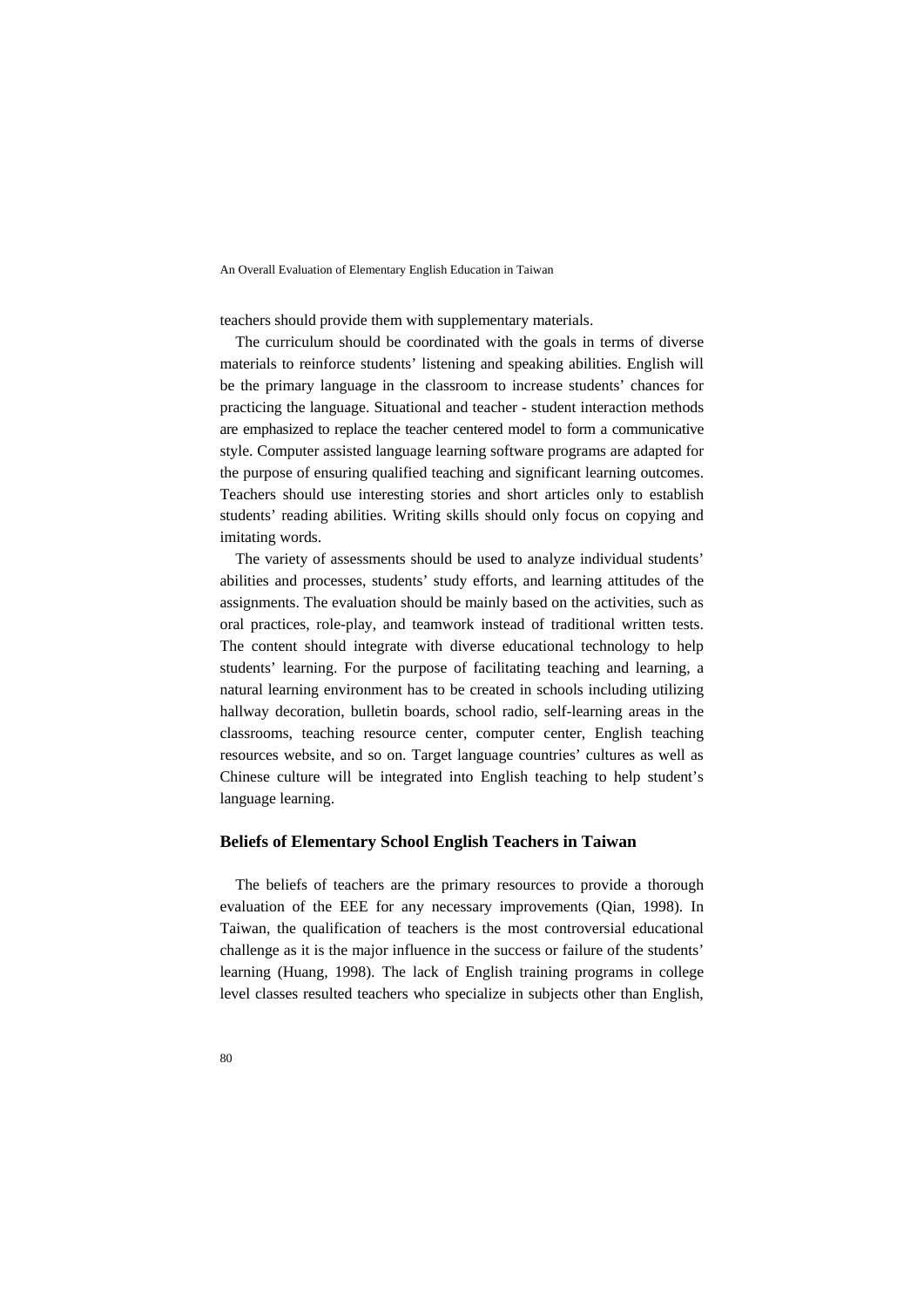teachers should provide them with supplementary materials.

The curriculum should be coordinated with the goals in terms of diverse materials to reinforce students' listening and speaking abilities. English will be the primary language in the classroom to increase students' chances for practicing the language. Situational and teacher - student interaction methods are emphasized to replace the teacher centered model to form a communicative style. Computer assisted language learning software programs are adapted for the purpose of ensuring qualified teaching and significant learning outcomes. Teachers should use interesting stories and short articles only to establish students' reading abilities. Writing skills should only focus on copying and imitating words.

The variety of assessments should be used to analyze individual students' abilities and processes, students' study efforts, and learning attitudes of the assignments. The evaluation should be mainly based on the activities, such as oral practices, role-play, and teamwork instead of traditional written tests. The content should integrate with diverse educational technology to help students' learning. For the purpose of facilitating teaching and learning, a natural learning environment has to be created in schools including utilizing hallway decoration, bulletin boards, school radio, self-learning areas in the classrooms, teaching resource center, computer center, English teaching resources website, and so on. Target language countries' cultures as well as Chinese culture will be integrated into English teaching to help student's language learning.

### Beliefs of Elementary School English Teachers in Taiwan

The beliefs of teachers are the primary resources to provide a thorough evaluation of the EEE for any necessary improvements (Qian, 1998). In Taiwan, the qualification of teachers is the most controversial educational challenge as it is the major influence in the success or failure of the students' learning (Huang, 1998). The lack of English training programs in college level classes resulted teachers who specialize in subjects other than English,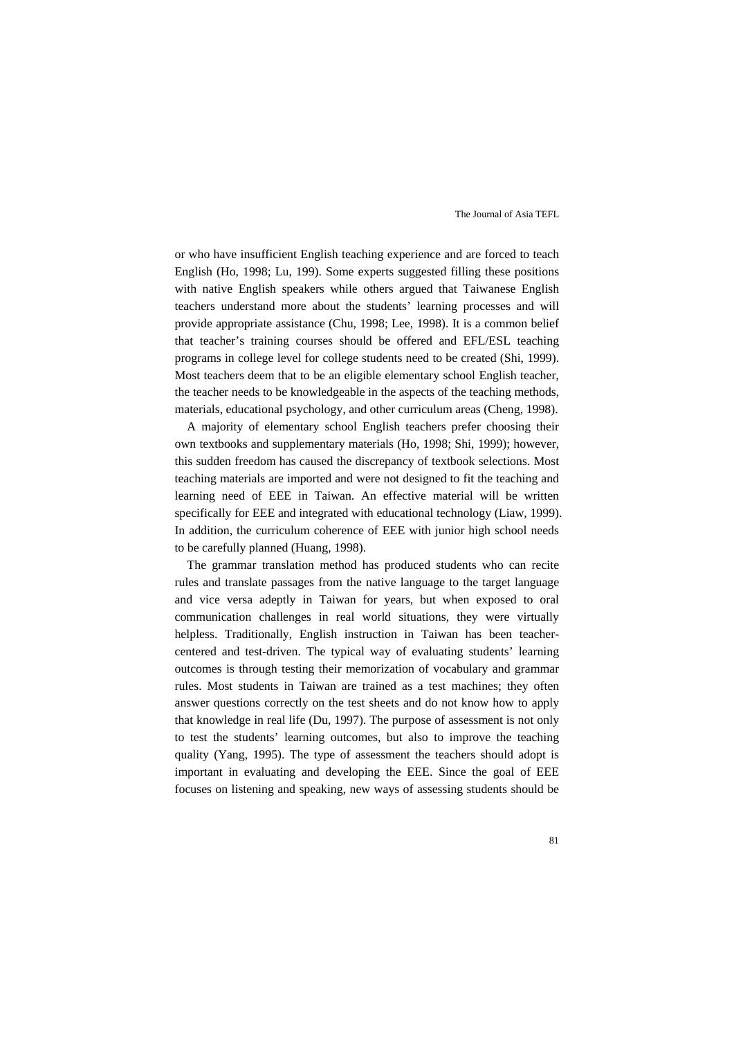or who have insufficient English teaching experience and are forced to teach English (Ho, 1998; Lu, 199). Some experts suggested filling these positions with native English speakers while others argued that Taiwanese English teachers understand more about the students' learning processes and will provide appropriate assistance (Chu, 1998; Lee, 1998). It is a common belief that teacher's training courses should be offered and EFL/ESL teaching programs in college level for college students need to be created (Shi, 1999). Most teachers deem that to be an eligible elementary school English teacher, the teacher needs to be knowledgeable in the aspects of the teaching methods, materials, educational psychology, and other curriculum areas (Cheng, 1998).

A majority of elementary school English teachers prefer choosing their own textbooks and supplementary materials (Ho, 1998; Shi, 1999); however, this sudden freedom has caused the discrepancy of textbook selections. Most teaching materials are imported and were not designed to fit the teaching and learning need of EEE in Taiwan. An effective material will be written specifically for EEE and integrated with educational technology (Liaw, 1999). In addition, the curriculum coherence of EEE with junior high school needs to be carefully planned (Huang, 1998).

The grammar translation method has produced students who can recite rules and translate passages from the native language to the target language and vice versa adeptly in Taiwan for years, but when exposed to oral communication challenges in real world situations, they were virtually helpless. Traditionally, English instruction in Taiwan has been teacher-centered and test-driven. The typical way of evaluating students' learning outcomes is through testing their memorization of vocabulary and grammar rules. Most students in Taiwan are trained as a test machines; they often answer questions correctly on the test sheets and do not know how to apply that knowledge in real life (Du, 1997). The purpose of assessment is not only to test the students' learning outcomes, but also to improve the teaching quality (Yang, 1995). The type of assessment the teachers should adopt is important in evaluating and developing the EEE. Since the goal of EEE focuses on listening and speaking, new ways of assessing students should be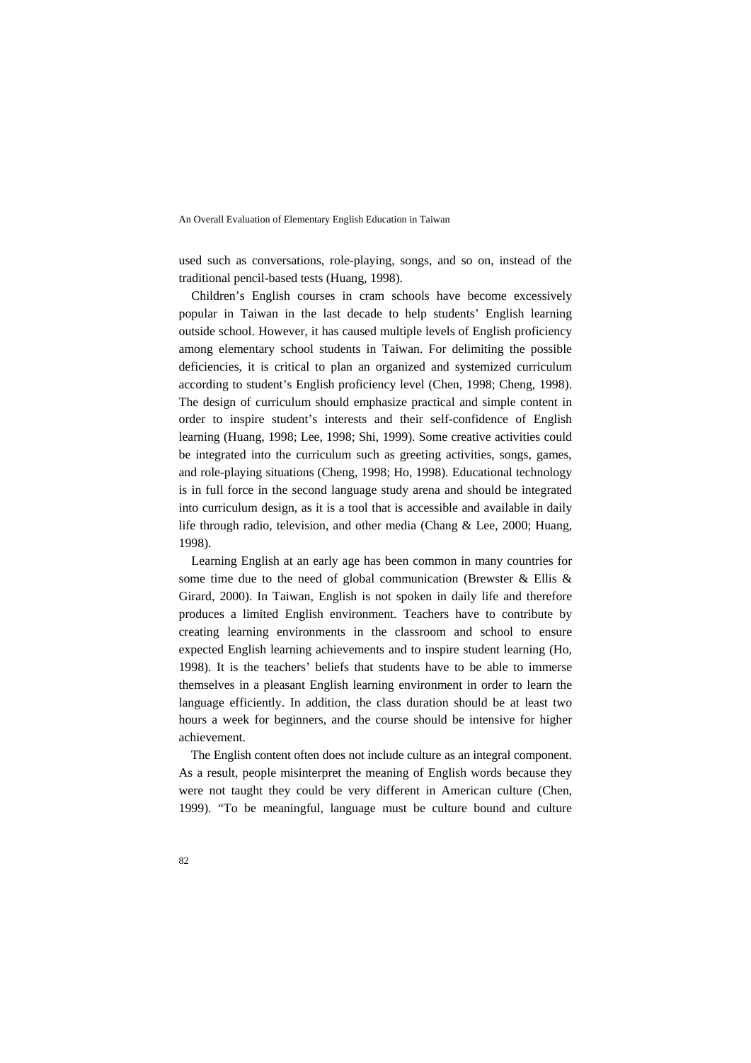used such as conversations, role-playing, songs, and so on, instead of the traditional pencil-based tests (Huang, 1998).

Children's English courses in cram schools have become excessively popular in Taiwan in the last decade to help students' English learning outside school. However, it has caused multiple levels of English proficiency among elementary school students in Taiwan. For delimiting the possible deficiencies, it is critical to plan an organized and systemized curriculum according to student's English proficiency level (Chen, 1998; Cheng, 1998). The design of curriculum should emphasize practical and simple content in order to inspire student's interests and their self-confidence of English learning (Huang, 1998; Lee, 1998; Shi, 1999). Some creative activities could be integrated into the curriculum such as greeting activities, songs, games, and role-playing situations (Cheng, 1998; Ho, 1998). Educational technology is in full force in the second language study arena and should be integrated into curriculum design, as it is a tool that is accessible and available in daily life through radio, television, and other media (Chang & Lee, 2000; Huang, 1998).

Learning English at an early age has been common in many countries for some time due to the need of global communication (Brewster & Ellis & Girard, 2000). In Taiwan, English is not spoken in daily life and therefore produces a limited English environment. Teachers have to contribute by creating learning environments in the classroom and school to ensure expected English learning achievements and to inspire student learning (Ho, 1998). It is the teachers' beliefs that students have to be able to immerse themselves in a pleasant English learning environment in order to learn the language efficiently. In addition, the class duration should be at least two hours a week for beginners, and the course should be intensive for higher achievement.

The English content often does not include culture as an integral component. As a result, people misinterpret the meaning of English words because they were not taught they could be very different in American culture (Chen, 1999). "To be meaningful, language must be culture bound and culture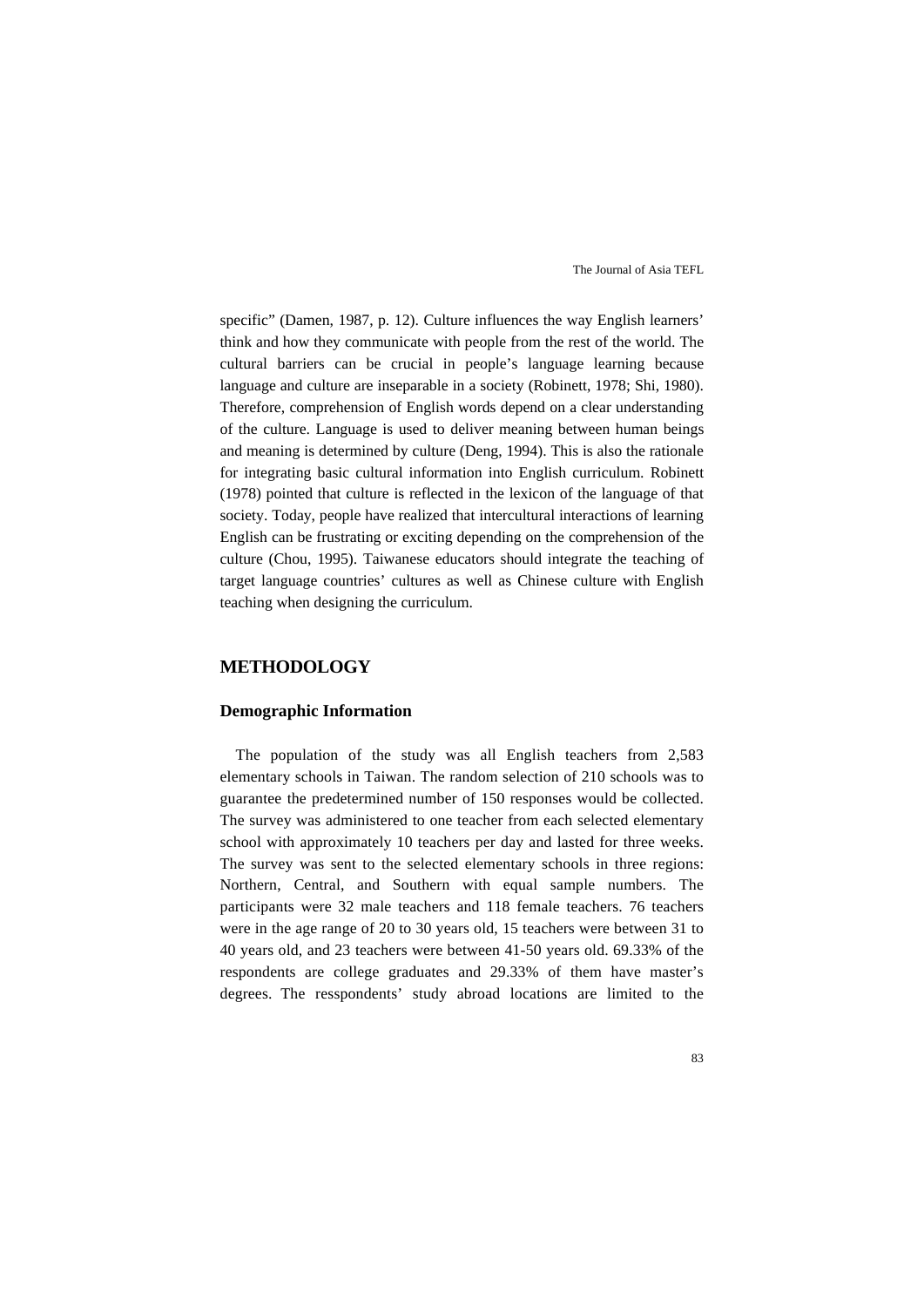specific" (Damen, 1987, p. 12). Culture influences the way English learners' think and how they communicate with people from the rest of the world. The cultural barriers can be crucial in people's language learning because language and culture are inseparable in a society (Robinett, 1978; Shi, 1980). Therefore, comprehension of English words depend on a clear understanding of the culture. Language is used to deliver meaning between human beings and meaning is determined by culture (Deng, 1994). This is also the rationale for integrating basic cultural information into English curriculum. Robinett (1978) pointed that culture is reflected in the lexicon of the language of that society. Today, people have realized that intercultural interactions of learning English can be frustrating or exciting depending on the comprehension of the culture (Chou, 1995). Taiwanese educators should integrate the teaching of target language countries' cultures as well as Chinese culture with English teaching when designing the curriculum.

## METHODOLOGY

### Demographic Information

The population of the study was all English teachers from 2,583 elementary schools in Taiwan. The random selection of 210 schools was to guarantee the predetermined number of 150 responses would be collected. The survey was administered to one teacher from each selected elementary school with approximately 10 teachers per day and lasted for three weeks. The survey was sent to the selected elementary schools in three regions: Northern, Central, and Southern with equal sample numbers. The participants were 32 male teachers and 118 female teachers. 76 teachers were in the age range of 20 to 30 years old, 15 teachers were between 31 to 40 years old, and 23 teachers were between 41-50 years old. 69.33% of the respondents are college graduates and 29.33% of them have master's degrees. The resspondents' study abroad locations are limited to the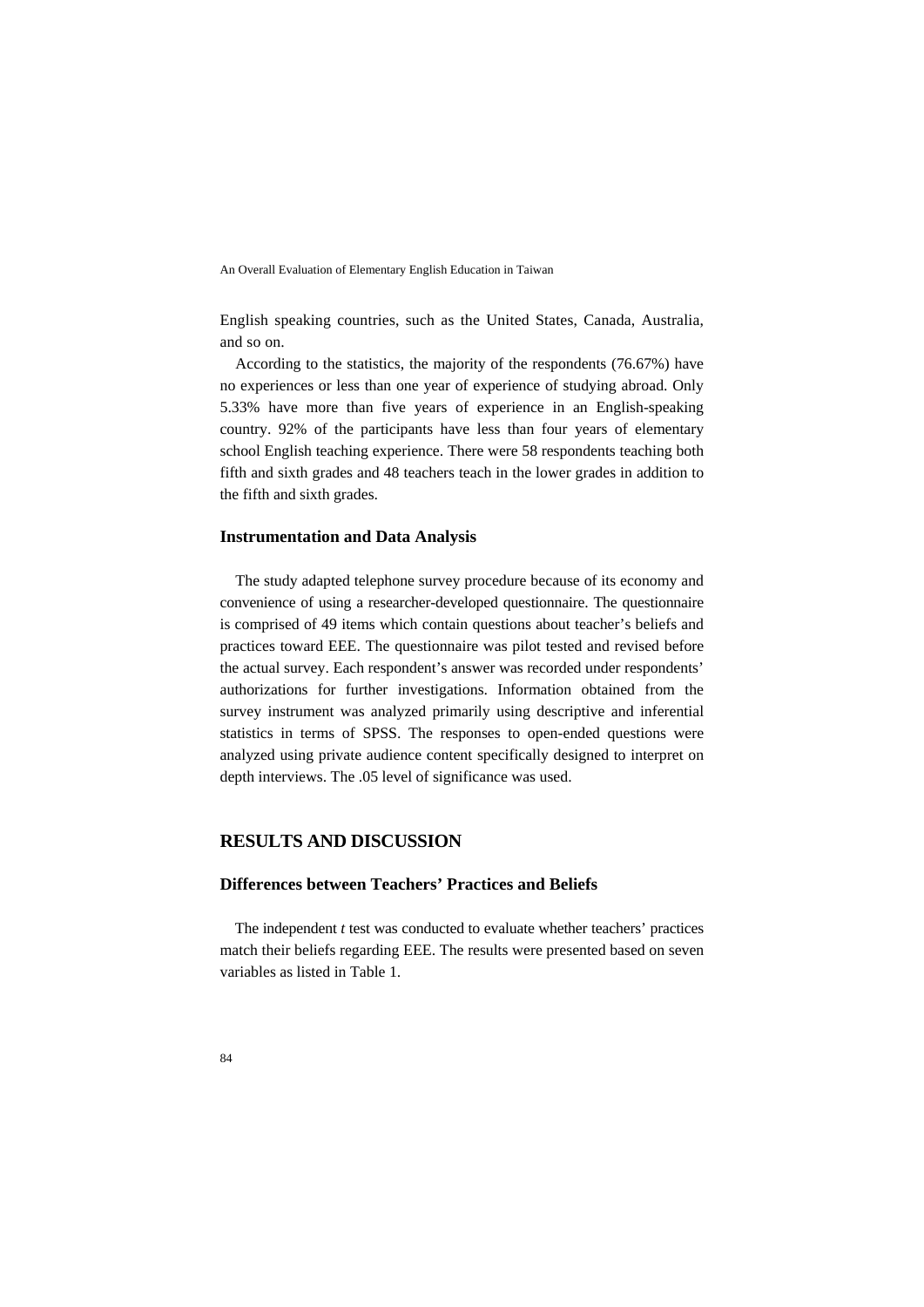English speaking countries, such as the United States, Canada, Australia, and so on.

According to the statistics, the majority of the respondents (76.67%) have no experiences or less than one year of experience of studying abroad. Only 5.33% have more than five years of experience in an English-speaking country. 92% of the participants have less than four years of elementary school English teaching experience. There were 58 respondents teaching both fifth and sixth grades and 48 teachers teach in the lower grades in addition to the fifth and sixth grades.

### Instrumentation and Data Analysis

The study adapted telephone survey procedure because of its economy and convenience of using a researcher-developed questionnaire. The questionnaire is comprised of 49 items which contain questions about teacher's beliefs and practices toward EEE. The questionnaire was pilot tested and revised before the actual survey. Each respondent's answer was recorded under respondents' authorizations for further investigations. Information obtained from the survey instrument was analyzed primarily using descriptive and inferential statistics in terms of SPSS. The responses to open-ended questions were analyzed using private audience content specifically designed to interpret on depth interviews. The .05 level of significance was used.

## RESULTS AND DISCUSSION

### Differences between Teachers' Practices and Beliefs

The independent *t* test was conducted to evaluate whether teachers' practices match their beliefs regarding EEE. The results were presented based on seven variables as listed in Table 1.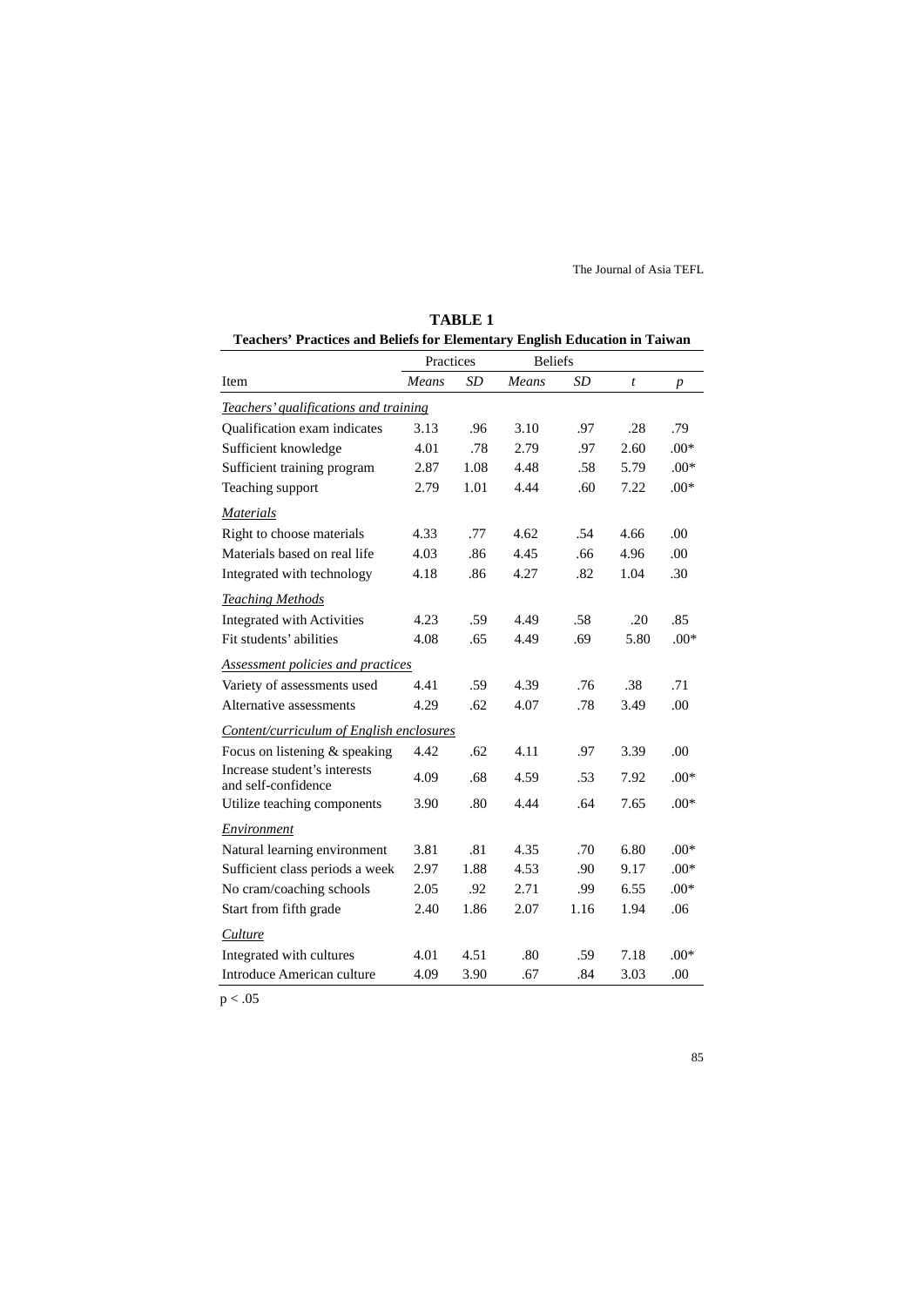**TABLE 1**

**Teachers' Practices and Beliefs for Elementary English Education in Taiwan**

| | Practices | | Beliefs | | | |
|---|---|---|---|---|---|---|
| Item | *Means* | *SD* | *Means* | *SD* | *t* | *p* |
| *Teachers' qualifications and training* | | | | | | |
| Qualification exam indicates | 3.13 | .96 | 3.10 | .97 | .28 | .79 |
| Sufficient knowledge | 4.01 | .78 | 2.79 | .97 | 2.60 | .00* |
| Sufficient training program | 2.87 | 1.08 | 4.48 | .58 | 5.79 | .00* |
| Teaching support | 2.79 | 1.01 | 4.44 | .60 | 7.22 | .00* |
| *Materials* | | | | | | |
| Right to choose materials | 4.33 | .77 | 4.62 | .54 | 4.66 | .00 |
| Materials based on real life | 4.03 | .86 | 4.45 | .66 | 4.96 | .00 |
| Integrated with technology | 4.18 | .86 | 4.27 | .82 | 1.04 | .30 |
| *Teaching Methods* | | | | | | |
| Integrated with Activities | 4.23 | .59 | 4.49 | .58 | .20 | .85 |
| Fit students' abilities | 4.08 | .65 | 4.49 | .69 | 5.80 | .00* |
| *Assessment policies and practices* | | | | | | |
| Variety of assessments used | 4.41 | .59 | 4.39 | .76 | .38 | .71 |
| Alternative assessments | 4.29 | .62 | 4.07 | .78 | 3.49 | .00 |
| *Content/curriculum of English enclosures* | | | | | | |
| Focus on listening & speaking | 4.42 | .62 | 4.11 | .97 | 3.39 | .00 |
| Increase student's interests and self-confidence | 4.09 | .68 | 4.59 | .53 | 7.92 | .00* |
| Utilize teaching components | 3.90 | .80 | 4.44 | .64 | 7.65 | .00* |
| *Environment* | | | | | | |
| Natural learning environment | 3.81 | .81 | 4.35 | .70 | 6.80 | .00* |
| Sufficient class periods a week | 2.97 | 1.88 | 4.53 | .90 | 9.17 | .00* |
| No cram/coaching schools | 2.05 | .92 | 2.71 | .99 | 6.55 | .00* |
| Start from fifth grade | 2.40 | 1.86 | 2.07 | 1.16 | 1.94 | .06 |
| *Culture* | | | | | | |
| Integrated with cultures | 4.01 | 4.51 | .80 | .59 | 7.18 | .00* |
| Introduce American culture | 4.09 | 3.90 | .67 | .84 | 3.03 | .00 |

$p < .05$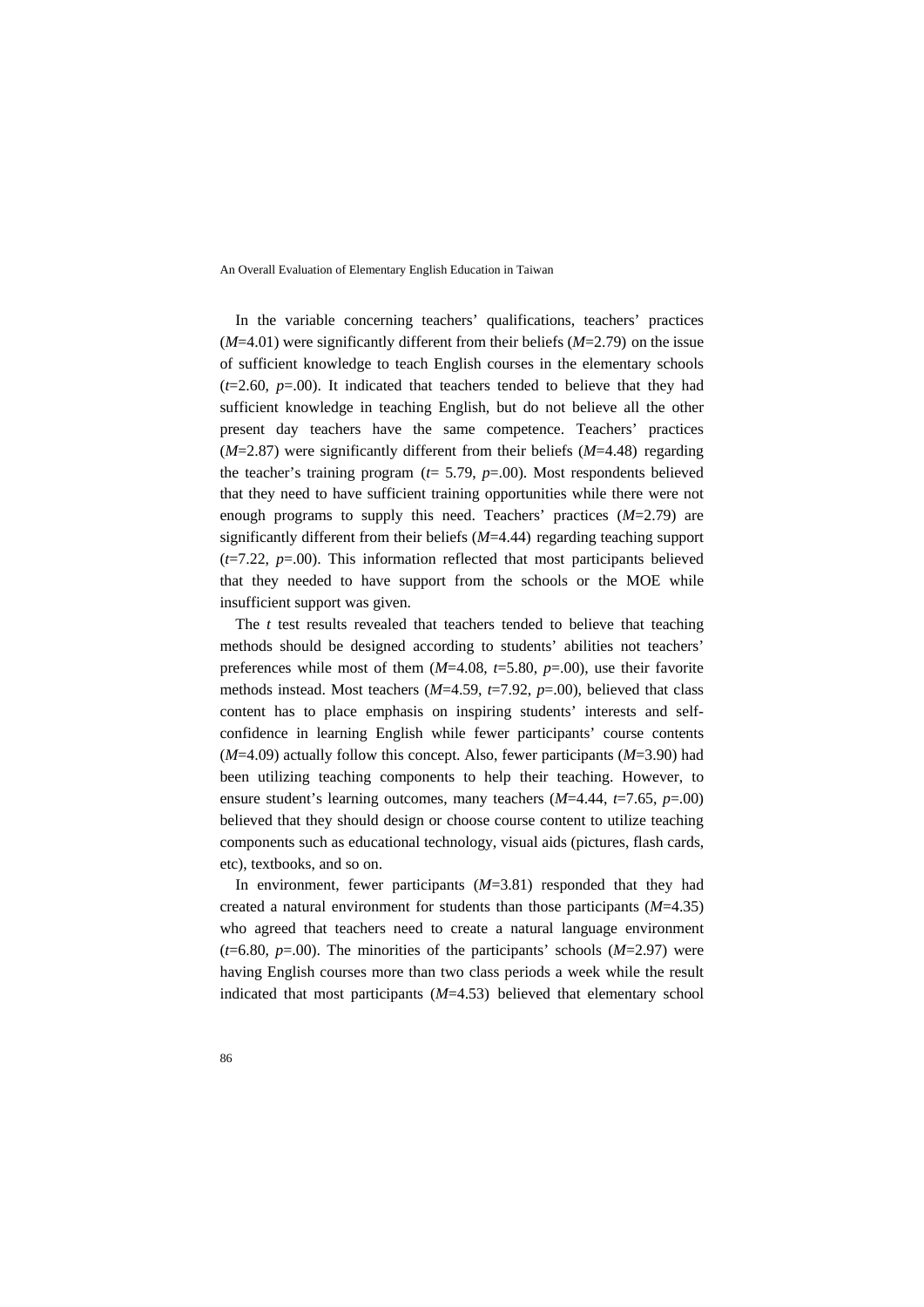In the variable concerning teachers' qualifications, teachers' practices (*M*=4.01) were significantly different from their beliefs (*M*=2.79) on the issue of sufficient knowledge to teach English courses in the elementary schools (*t*=2.60, *p*=.00). It indicated that teachers tended to believe that they had sufficient knowledge in teaching English, but do not believe all the other present day teachers have the same competence. Teachers' practices (*M*=2.87) were significantly different from their beliefs (*M*=4.48) regarding the teacher's training program (*t*= 5.79, *p*=.00). Most respondents believed that they need to have sufficient training opportunities while there were not enough programs to supply this need. Teachers' practices (*M*=2.79) are significantly different from their beliefs (*M*=4.44) regarding teaching support (*t*=7.22, *p*=.00). This information reflected that most participants believed that they needed to have support from the schools or the MOE while insufficient support was given.

The *t* test results revealed that teachers tended to believe that teaching methods should be designed according to students' abilities not teachers' preferences while most of them (*M*=4.08, *t*=5.80, *p*=.00), use their favorite methods instead. Most teachers (*M*=4.59, *t*=7.92, *p*=.00), believed that class content has to place emphasis on inspiring students' interests and self-confidence in learning English while fewer participants' course contents (*M*=4.09) actually follow this concept. Also, fewer participants (*M*=3.90) had been utilizing teaching components to help their teaching. However, to ensure student's learning outcomes, many teachers (*M*=4.44, *t*=7.65, *p*=.00) believed that they should design or choose course content to utilize teaching components such as educational technology, visual aids (pictures, flash cards, etc), textbooks, and so on.

In environment, fewer participants (*M*=3.81) responded that they had created a natural environment for students than those participants (*M*=4.35) who agreed that teachers need to create a natural language environment (*t*=6.80, *p*=.00). The minorities of the participants' schools (*M*=2.97) were having English courses more than two class periods a week while the result indicated that most participants (*M*=4.53) believed that elementary school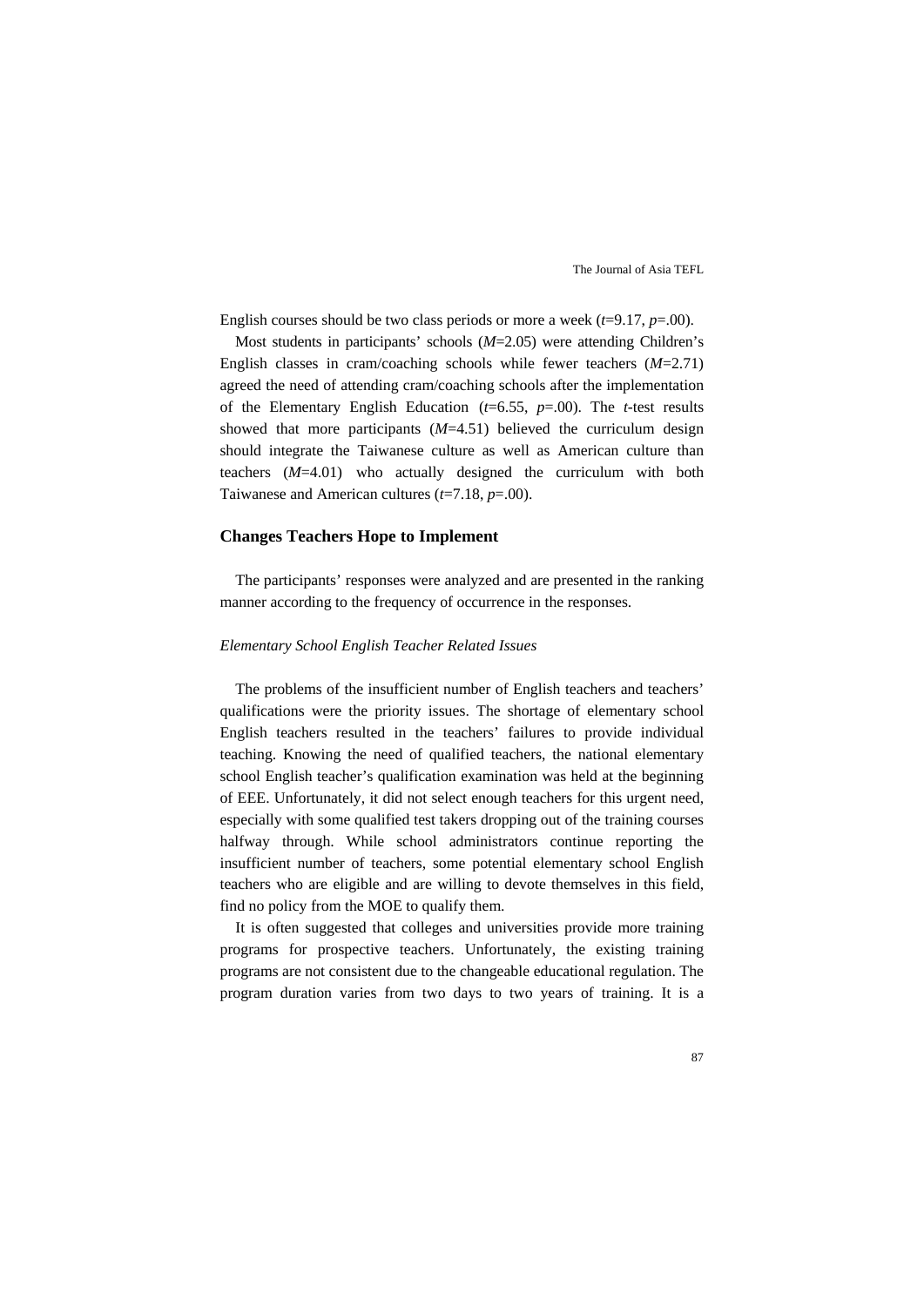English courses should be two class periods or more a week ($t$=9.17, $p$=.00).

Most students in participants' schools ($M$=2.05) were attending Children's English classes in cram/coaching schools while fewer teachers ($M$=2.71) agreed the need of attending cram/coaching schools after the implementation of the Elementary English Education ($t$=6.55, $p$=.00). The $t$-test results showed that more participants ($M$=4.51) believed the curriculum design should integrate the Taiwanese culture as well as American culture than teachers ($M$=4.01) who actually designed the curriculum with both Taiwanese and American cultures ($t$=7.18, $p$=.00).

## Changes Teachers Hope to Implement

The participants' responses were analyzed and are presented in the ranking manner according to the frequency of occurrence in the responses.

### *Elementary School English Teacher Related Issues*

The problems of the insufficient number of English teachers and teachers' qualifications were the priority issues. The shortage of elementary school English teachers resulted in the teachers' failures to provide individual teaching. Knowing the need of qualified teachers, the national elementary school English teacher's qualification examination was held at the beginning of EEE. Unfortunately, it did not select enough teachers for this urgent need, especially with some qualified test takers dropping out of the training courses halfway through. While school administrators continue reporting the insufficient number of teachers, some potential elementary school English teachers who are eligible and are willing to devote themselves in this field, find no policy from the MOE to qualify them.

It is often suggested that colleges and universities provide more training programs for prospective teachers. Unfortunately, the existing training programs are not consistent due to the changeable educational regulation. The program duration varies from two days to two years of training. It is a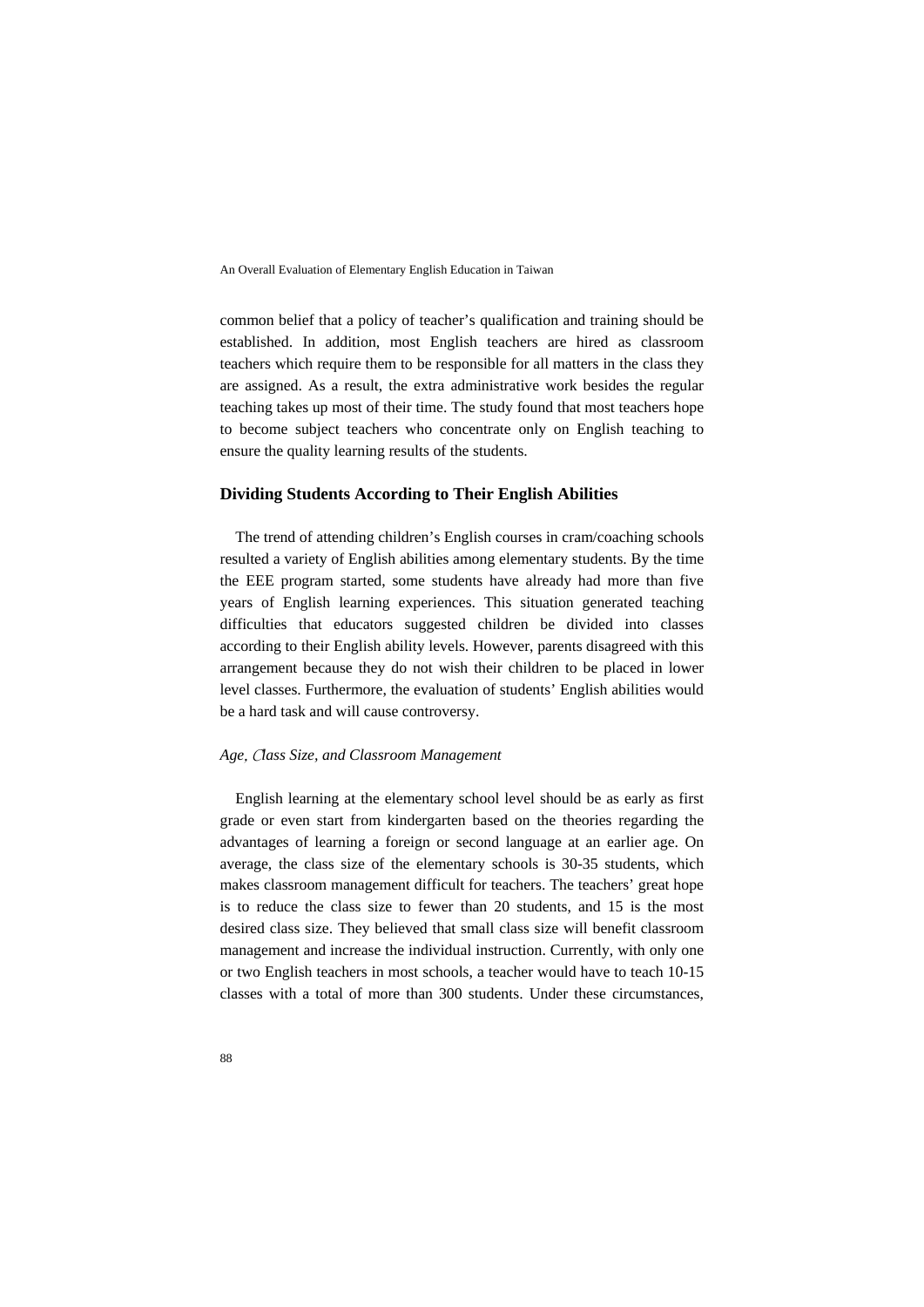common belief that a policy of teacher's qualification and training should be established. In addition, most English teachers are hired as classroom teachers which require them to be responsible for all matters in the class they are assigned. As a result, the extra administrative work besides the regular teaching takes up most of their time. The study found that most teachers hope to become subject teachers who concentrate only on English teaching to ensure the quality learning results of the students.

## Dividing Students According to Their English Abilities

The trend of attending children's English courses in cram/coaching schools resulted a variety of English abilities among elementary students. By the time the EEE program started, some students have already had more than five years of English learning experiences. This situation generated teaching difficulties that educators suggested children be divided into classes according to their English ability levels. However, parents disagreed with this arrangement because they do not wish their children to be placed in lower level classes. Furthermore, the evaluation of students' English abilities would be a hard task and will cause controversy.

### *Age, Class Size, and Classroom Management*

English learning at the elementary school level should be as early as first grade or even start from kindergarten based on the theories regarding the advantages of learning a foreign or second language at an earlier age. On average, the class size of the elementary schools is 30-35 students, which makes classroom management difficult for teachers. The teachers' great hope is to reduce the class size to fewer than 20 students, and 15 is the most desired class size. They believed that small class size will benefit classroom management and increase the individual instruction. Currently, with only one or two English teachers in most schools, a teacher would have to teach 10-15 classes with a total of more than 300 students. Under these circumstances,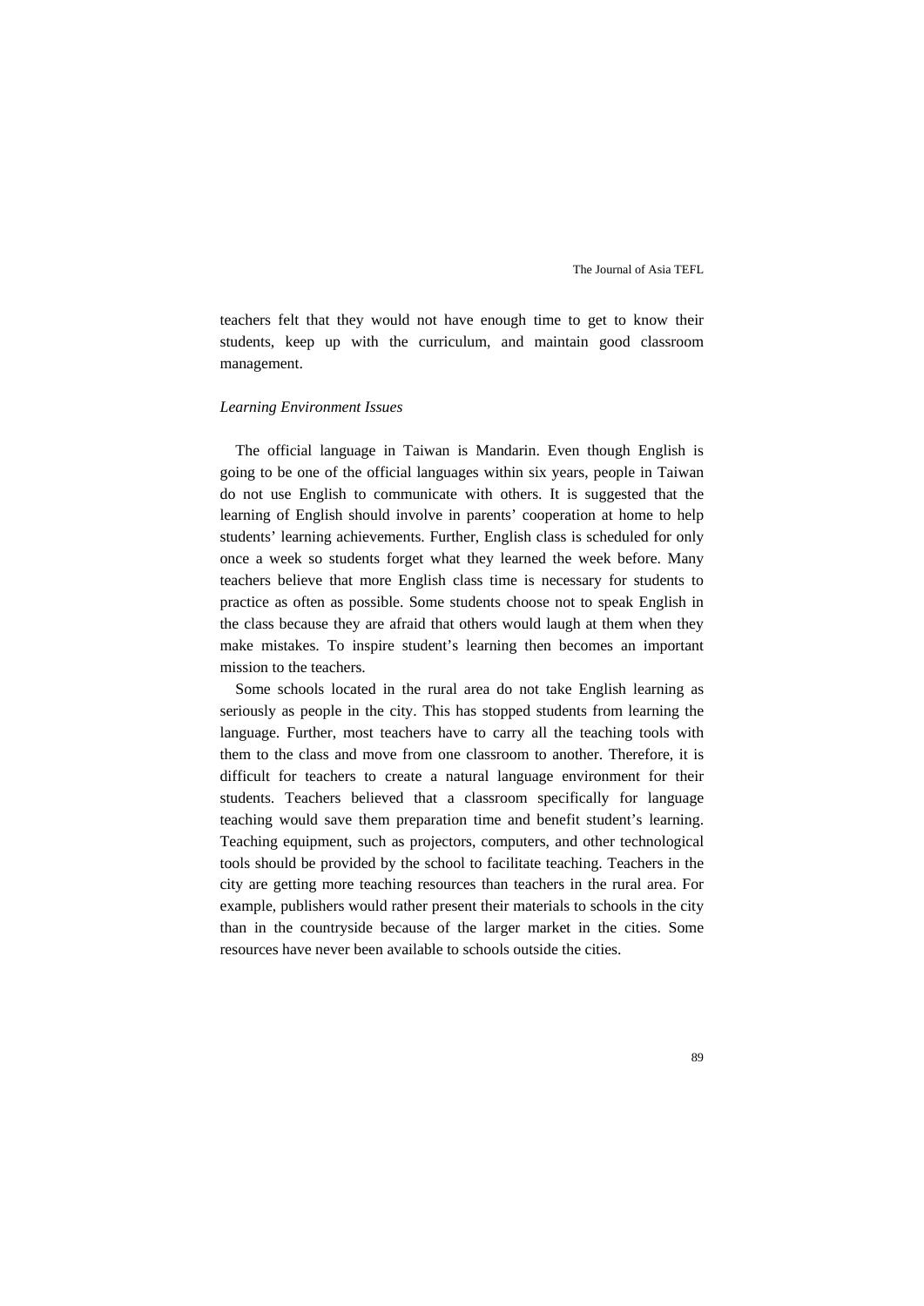teachers felt that they would not have enough time to get to know their students, keep up with the curriculum, and maintain good classroom management.

*Learning Environment Issues*

The official language in Taiwan is Mandarin. Even though English is going to be one of the official languages within six years, people in Taiwan do not use English to communicate with others. It is suggested that the learning of English should involve in parents' cooperation at home to help students' learning achievements. Further, English class is scheduled for only once a week so students forget what they learned the week before. Many teachers believe that more English class time is necessary for students to practice as often as possible. Some students choose not to speak English in the class because they are afraid that others would laugh at them when they make mistakes. To inspire student's learning then becomes an important mission to the teachers.

Some schools located in the rural area do not take English learning as seriously as people in the city. This has stopped students from learning the language. Further, most teachers have to carry all the teaching tools with them to the class and move from one classroom to another. Therefore, it is difficult for teachers to create a natural language environment for their students. Teachers believed that a classroom specifically for language teaching would save them preparation time and benefit student's learning. Teaching equipment, such as projectors, computers, and other technological tools should be provided by the school to facilitate teaching. Teachers in the city are getting more teaching resources than teachers in the rural area. For example, publishers would rather present their materials to schools in the city than in the countryside because of the larger market in the cities. Some resources have never been available to schools outside the cities.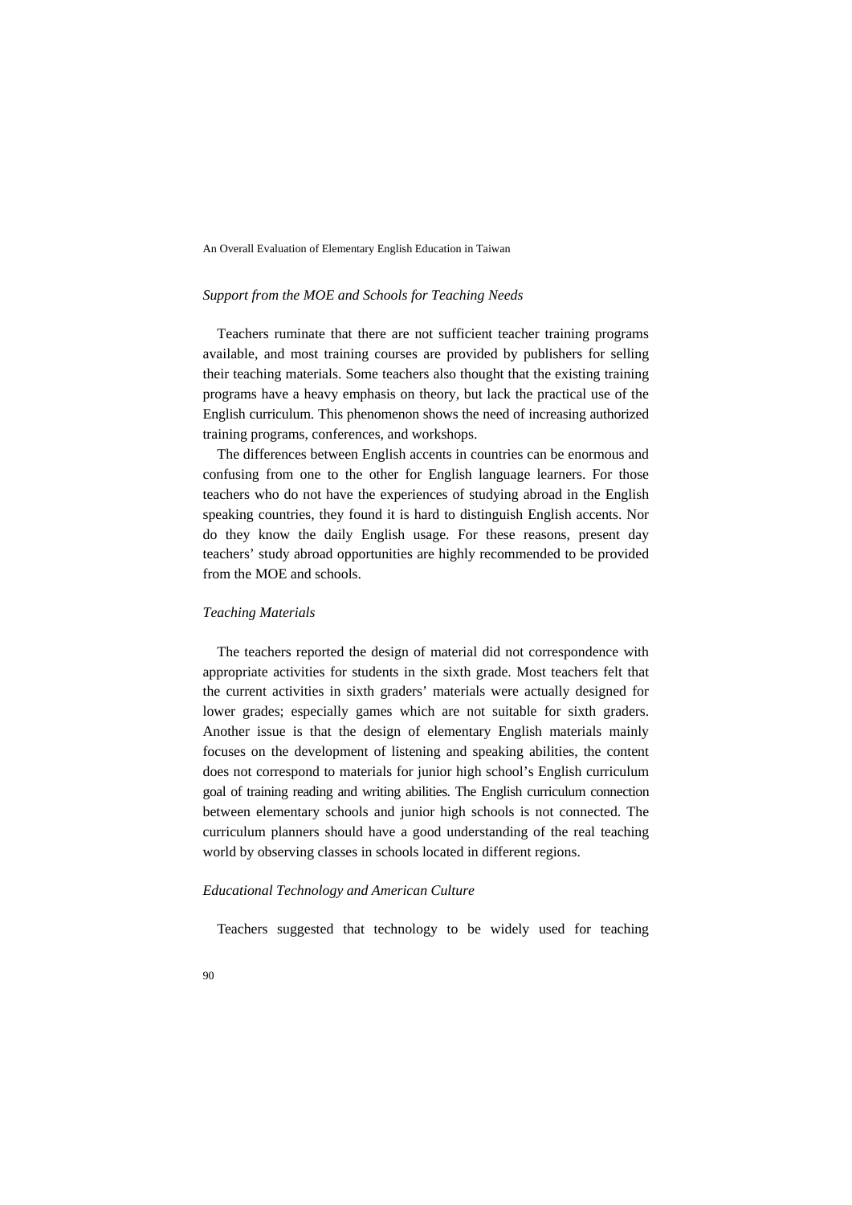*Support from the MOE and Schools for Teaching Needs*

Teachers ruminate that there are not sufficient teacher training programs available, and most training courses are provided by publishers for selling their teaching materials. Some teachers also thought that the existing training programs have a heavy emphasis on theory, but lack the practical use of the English curriculum. This phenomenon shows the need of increasing authorized training programs, conferences, and workshops.

The differences between English accents in countries can be enormous and confusing from one to the other for English language learners. For those teachers who do not have the experiences of studying abroad in the English speaking countries, they found it is hard to distinguish English accents. Nor do they know the daily English usage. For these reasons, present day teachers' study abroad opportunities are highly recommended to be provided from the MOE and schools.

*Teaching Materials*

The teachers reported the design of material did not correspondence with appropriate activities for students in the sixth grade. Most teachers felt that the current activities in sixth graders' materials were actually designed for lower grades; especially games which are not suitable for sixth graders. Another issue is that the design of elementary English materials mainly focuses on the development of listening and speaking abilities, the content does not correspond to materials for junior high school's English curriculum goal of training reading and writing abilities. The English curriculum connection between elementary schools and junior high schools is not connected. The curriculum planners should have a good understanding of the real teaching world by observing classes in schools located in different regions.

*Educational Technology and American Culture*

Teachers suggested that technology to be widely used for teaching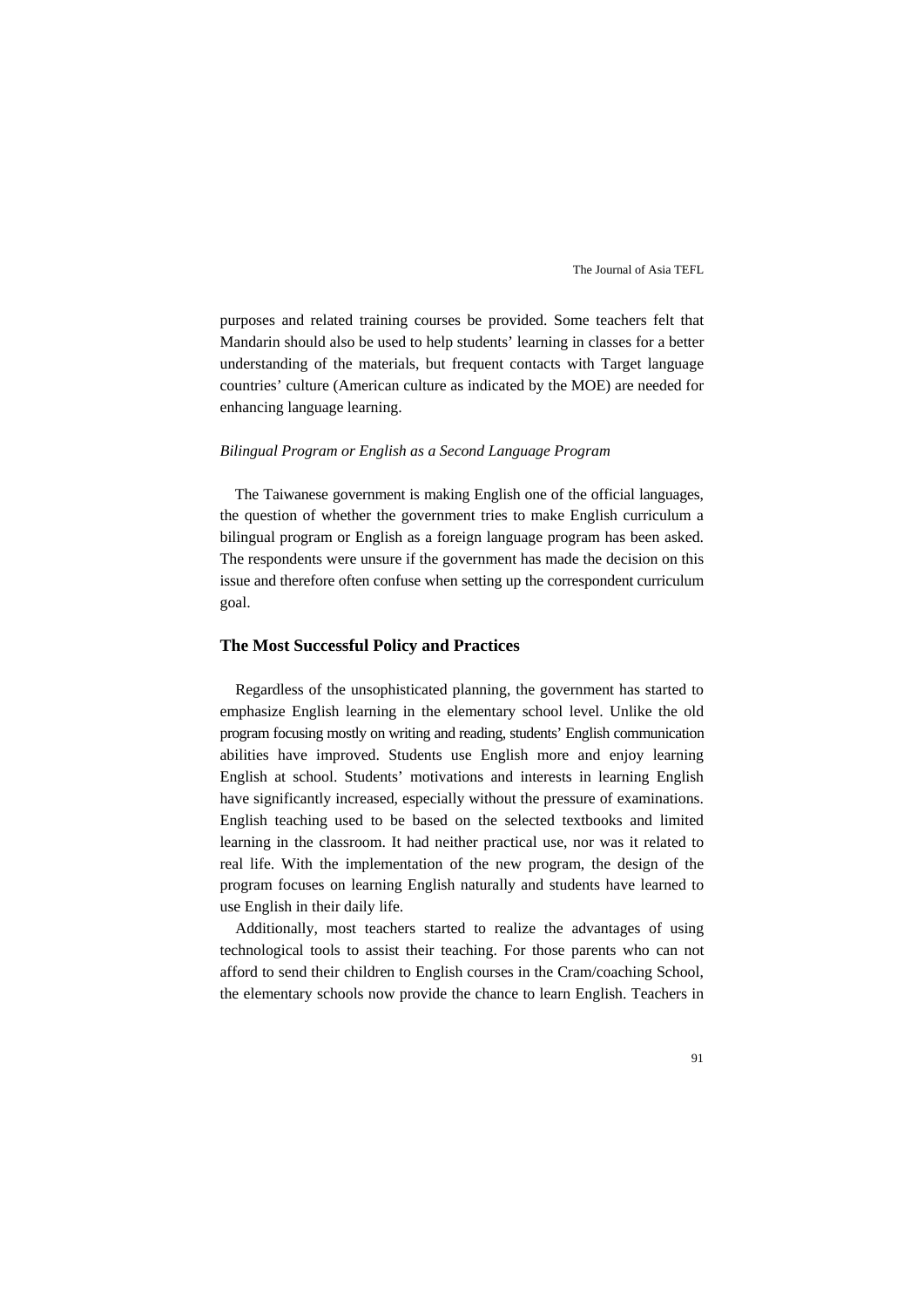purposes and related training courses be provided. Some teachers felt that Mandarin should also be used to help students' learning in classes for a better understanding of the materials, but frequent contacts with Target language countries' culture (American culture as indicated by the MOE) are needed for enhancing language learning.

*Bilingual Program or English as a Second Language Program*

The Taiwanese government is making English one of the official languages, the question of whether the government tries to make English curriculum a bilingual program or English as a foreign language program has been asked. The respondents were unsure if the government has made the decision on this issue and therefore often confuse when setting up the correspondent curriculum goal.

## The Most Successful Policy and Practices

Regardless of the unsophisticated planning, the government has started to emphasize English learning in the elementary school level. Unlike the old program focusing mostly on writing and reading, students' English communication abilities have improved. Students use English more and enjoy learning English at school. Students' motivations and interests in learning English have significantly increased, especially without the pressure of examinations. English teaching used to be based on the selected textbooks and limited learning in the classroom. It had neither practical use, nor was it related to real life. With the implementation of the new program, the design of the program focuses on learning English naturally and students have learned to use English in their daily life.

Additionally, most teachers started to realize the advantages of using technological tools to assist their teaching. For those parents who can not afford to send their children to English courses in the Cram/coaching School, the elementary schools now provide the chance to learn English. Teachers in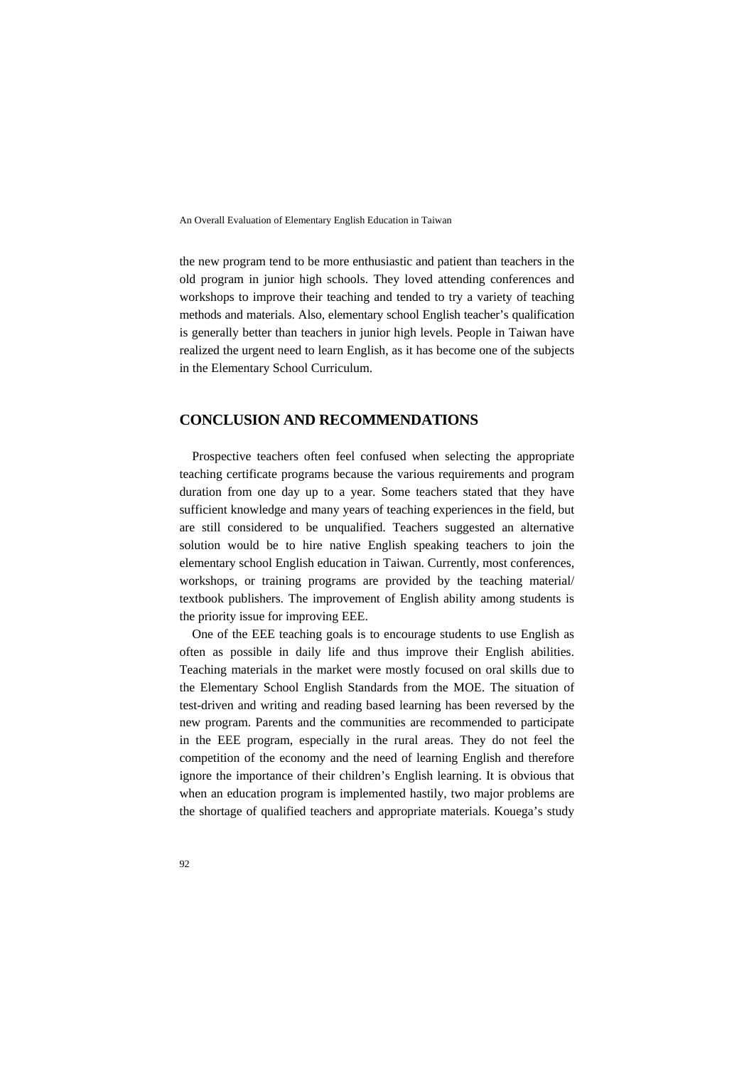the new program tend to be more enthusiastic and patient than teachers in the old program in junior high schools. They loved attending conferences and workshops to improve their teaching and tended to try a variety of teaching methods and materials. Also, elementary school English teacher's qualification is generally better than teachers in junior high levels. People in Taiwan have realized the urgent need to learn English, as it has become one of the subjects in the Elementary School Curriculum.

## CONCLUSION AND RECOMMENDATIONS

Prospective teachers often feel confused when selecting the appropriate teaching certificate programs because the various requirements and program duration from one day up to a year. Some teachers stated that they have sufficient knowledge and many years of teaching experiences in the field, but are still considered to be unqualified. Teachers suggested an alternative solution would be to hire native English speaking teachers to join the elementary school English education in Taiwan. Currently, most conferences, workshops, or training programs are provided by the teaching material/ textbook publishers. The improvement of English ability among students is the priority issue for improving EEE.

One of the EEE teaching goals is to encourage students to use English as often as possible in daily life and thus improve their English abilities. Teaching materials in the market were mostly focused on oral skills due to the Elementary School English Standards from the MOE. The situation of test-driven and writing and reading based learning has been reversed by the new program. Parents and the communities are recommended to participate in the EEE program, especially in the rural areas. They do not feel the competition of the economy and the need of learning English and therefore ignore the importance of their children's English learning. It is obvious that when an education program is implemented hastily, two major problems are the shortage of qualified teachers and appropriate materials. Kouega's study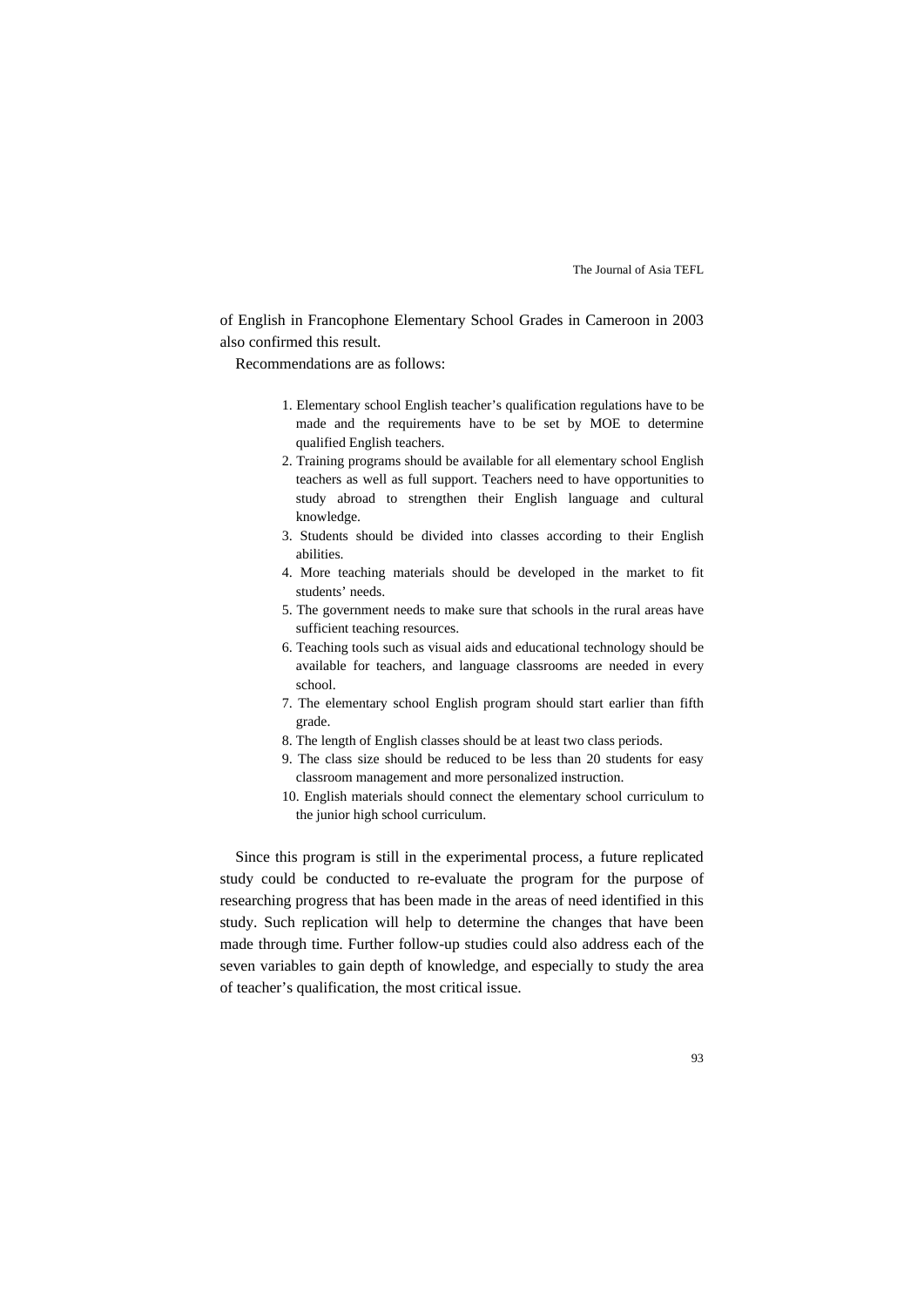of English in Francophone Elementary School Grades in Cameroon in 2003 also confirmed this result.

Recommendations are as follows:

1. Elementary school English teacher's qualification regulations have to be made and the requirements have to be set by MOE to determine qualified English teachers.
2. Training programs should be available for all elementary school English teachers as well as full support. Teachers need to have opportunities to study abroad to strengthen their English language and cultural knowledge.
3. Students should be divided into classes according to their English abilities.
4. More teaching materials should be developed in the market to fit students' needs.
5. The government needs to make sure that schools in the rural areas have sufficient teaching resources.
6. Teaching tools such as visual aids and educational technology should be available for teachers, and language classrooms are needed in every school.
7. The elementary school English program should start earlier than fifth grade.
8. The length of English classes should be at least two class periods.
9. The class size should be reduced to be less than 20 students for easy classroom management and more personalized instruction.
10. English materials should connect the elementary school curriculum to the junior high school curriculum.

Since this program is still in the experimental process, a future replicated study could be conducted to re-evaluate the program for the purpose of researching progress that has been made in the areas of need identified in this study. Such replication will help to determine the changes that have been made through time. Further follow-up studies could also address each of the seven variables to gain depth of knowledge, and especially to study the area of teacher's qualification, the most critical issue.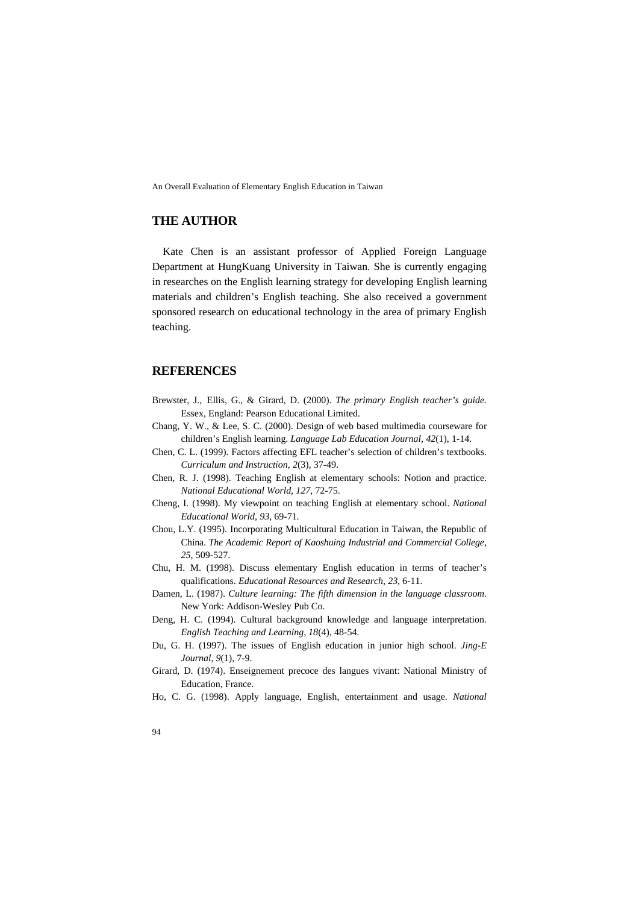## THE AUTHOR

Kate Chen is an assistant professor of Applied Foreign Language Department at HungKuang University in Taiwan. She is currently engaging in researches on the English learning strategy for developing English learning materials and children's English teaching. She also received a government sponsored research on educational technology in the area of primary English teaching.

## REFERENCES

Brewster, J., Ellis, G., & Girard, D. (2000). *The primary English teacher's guide.* Essex, England: Pearson Educational Limited.

Chang, Y. W., & Lee, S. C. (2000). Design of web based multimedia courseware for children's English learning. *Language Lab Education Journal, 42*(1), 1-14.

Chen, C. L. (1999). Factors affecting EFL teacher's selection of children's textbooks. *Curriculum and Instruction, 2*(3), 37-49.

Chen, R. J. (1998). Teaching English at elementary schools: Notion and practice. *National Educational World, 127*, 72-75.

Cheng, I. (1998). My viewpoint on teaching English at elementary school. *National Educational World, 93*, 69-71.

Chou, L.Y. (1995). Incorporating Multicultural Education in Taiwan, the Republic of China. *The Academic Report of Kaoshuing Industrial and Commercial College, 25*, 509-527.

Chu, H. M. (1998). Discuss elementary English education in terms of teacher's qualifications. *Educational Resources and Research, 23*, 6-11.

Damen, L. (1987). *Culture learning: The fifth dimension in the language classroom*. New York: Addison-Wesley Pub Co.

Deng, H. C. (1994). Cultural background knowledge and language interpretation. *English Teaching and Learning, 18*(4), 48-54.

Du, G. H. (1997). The issues of English education in junior high school. *Jing-E Journal, 9*(1), 7-9.

Girard, D. (1974). Enseignement precoce des langues vivant: National Ministry of Education, France.

Ho, C. G. (1998). Apply language, English, entertainment and usage. *National*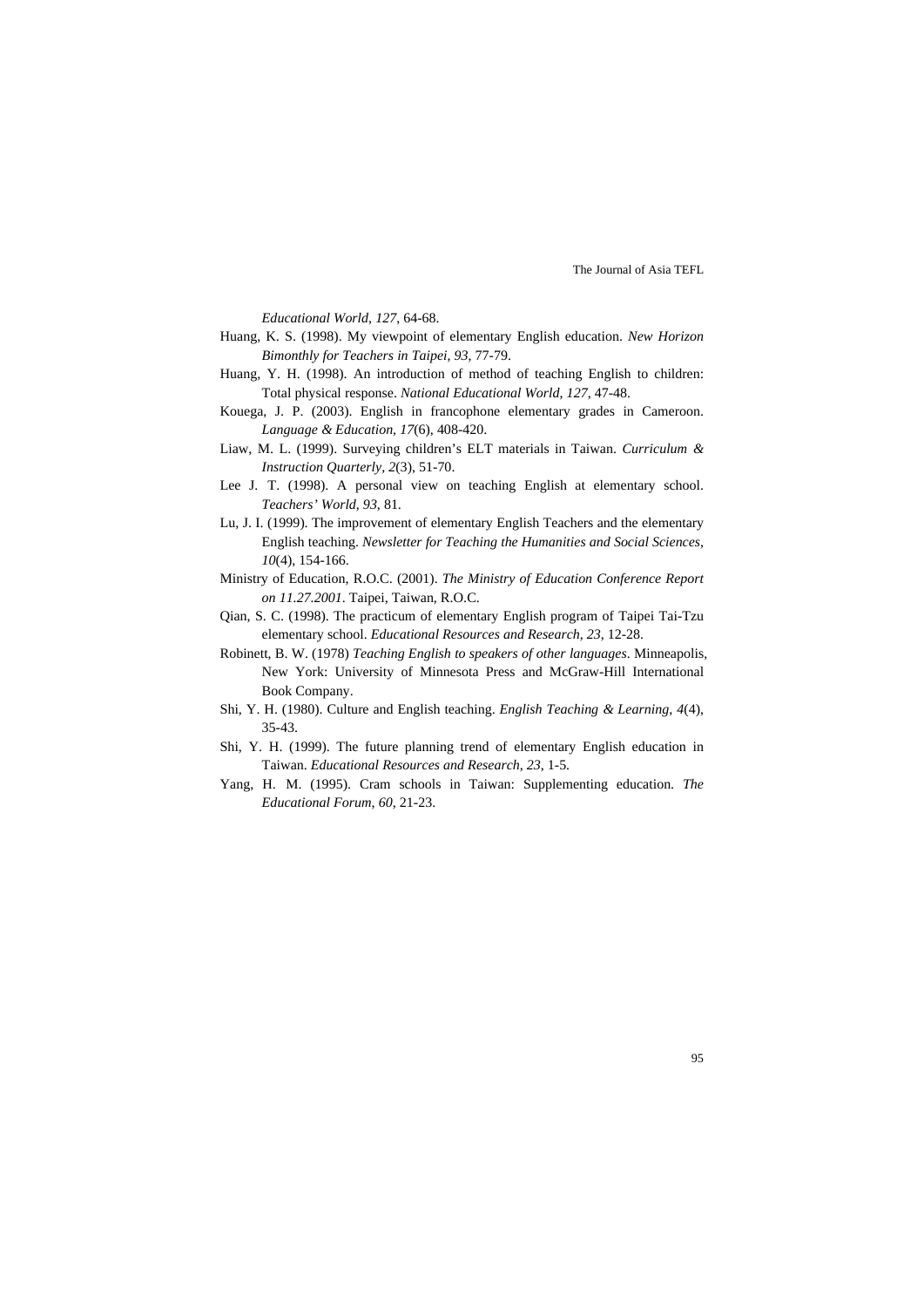*Educational World*, *127*, 64-68.

Huang, K. S. (1998). My viewpoint of elementary English education. *New Horizon Bimonthly for Teachers in Taipei*, *93*, 77-79.

Huang, Y. H. (1998). An introduction of method of teaching English to children: Total physical response. *National Educational World*, *127*, 47-48.

Kouega, J. P. (2003). English in francophone elementary grades in Cameroon. *Language & Education*, *17*(6), 408-420.

Liaw, M. L. (1999). Surveying children's ELT materials in Taiwan. *Curriculum & Instruction Quarterly*, *2*(3), 51-70.

Lee J. T. (1998). A personal view on teaching English at elementary school. *Teachers' World*, *93*, 81.

Lu, J. I. (1999). The improvement of elementary English Teachers and the elementary English teaching. *Newsletter for Teaching the Humanities and Social Sciences*, *10*(4), 154-166.

Ministry of Education, R.O.C. (2001). *The Ministry of Education Conference Report on 11.27.2001*. Taipei, Taiwan, R.O.C.

Qian, S. C. (1998). The practicum of elementary English program of Taipei Tai-Tzu elementary school. *Educational Resources and Research*, *23*, 12-28.

Robinett, B. W. (1978) *Teaching English to speakers of other languages*. Minneapolis, New York: University of Minnesota Press and McGraw-Hill International Book Company.

Shi, Y. H. (1980). Culture and English teaching. *English Teaching & Learning*, *4*(4), 35-43.

Shi, Y. H. (1999). The future planning trend of elementary English education in Taiwan. *Educational Resources and Research*, *23*, 1-5.

Yang, H. M. (1995). Cram schools in Taiwan: Supplementing education. *The Educational Forum*, *60*, 21-23.